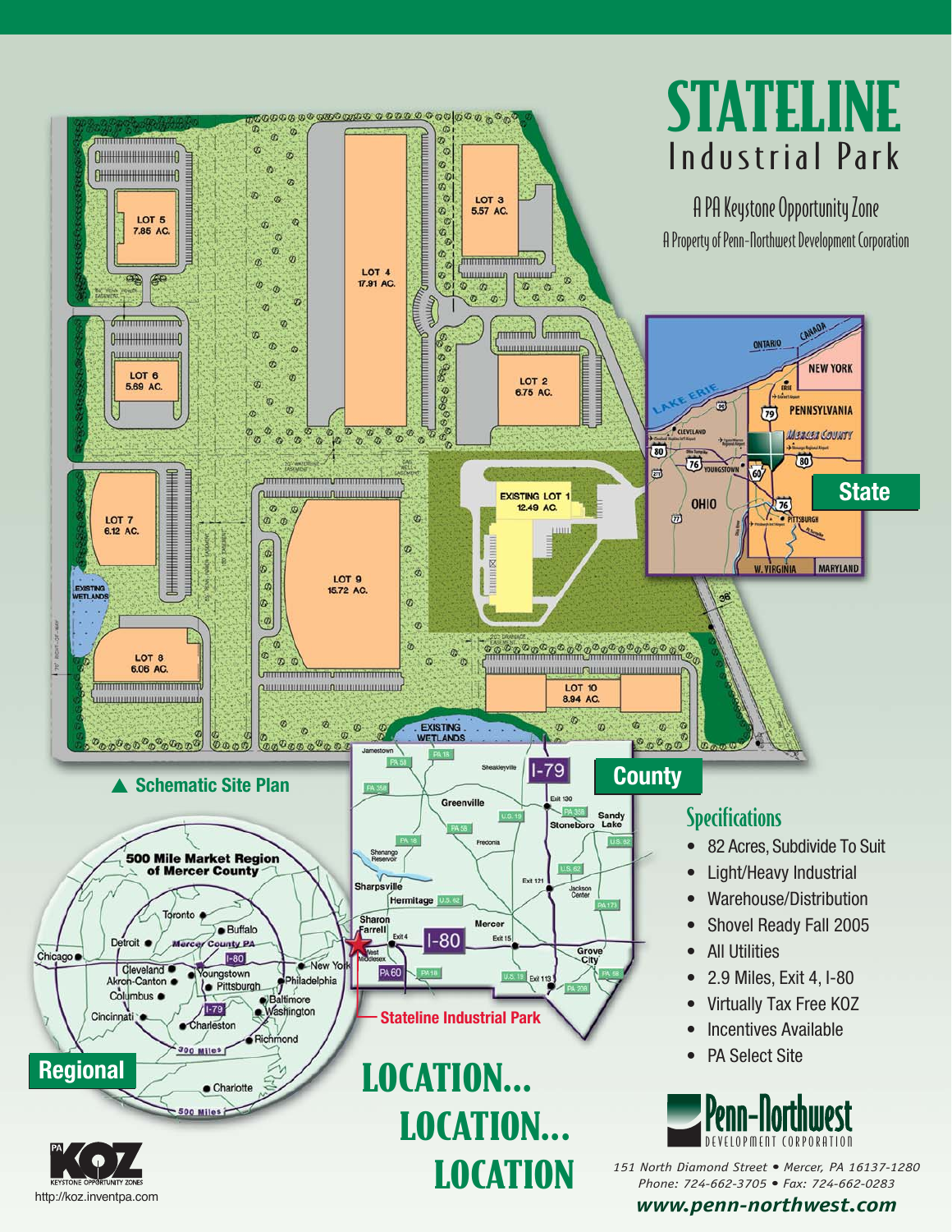# STATELINE

## Industrial Park

A PA Keystone Opportunity Zone

A Property of Penn-Northwest Development Corporation

LOT 5 7.85 AC.

LOT 4 17.91 AC.

LOT 3 5.57 AC.

LOT 2 6.75 AC.

LOT 6 5.69 AC.

EXISTING LOT 1 12.49 AC.

LOT 7 6.12 AC.

LOT 9 15.72 AC.

EXISTING WETLANDS

LOT 8 6.06 AC.

LOT 10 8.94 AC.

EXISTING WETLANDS

▲ **Schematic Site Plan**

**State**

**County**

**Regional**

500 Mile Market Region of Mercer County

Stateline Industrial Park

### Specifications

- 82 Acres, Subdivide To Suit
- Light/Heavy Industrial
- Warehouse/Distribution
- Shovel Ready Fall 2005
- All Utilities
- 2.9 Miles, Exit 4, I-80
- Virtually Tax Free KOZ
- Incentives Available
- PA Select Site

## LOCATION... LOCATION... LOCATION

Penn-Northwest Development Corporation

*151 North Diamond Street • Mercer, PA 16137-1280*
*Phone: 724-662-3705 • Fax: 724-662-0283*
***www.penn-northwest.com***

KOZ Keystone Opportunity Zones

http://koz.inventpa.com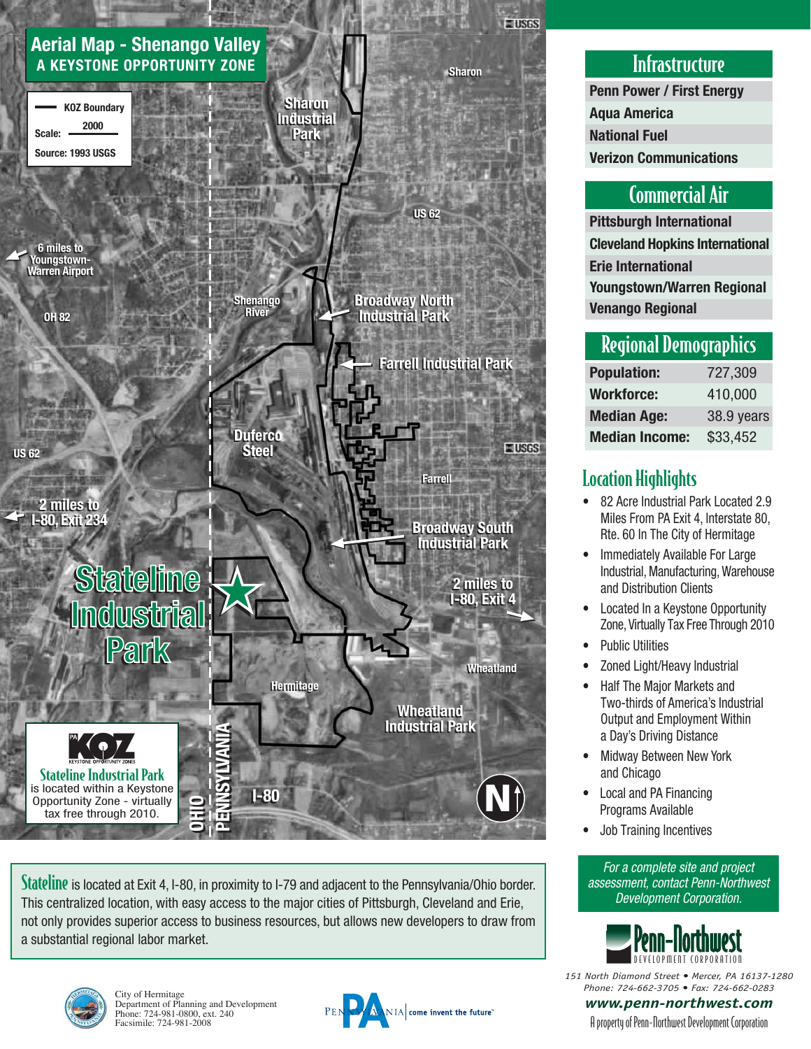# Aerial Map - Shenango Valley

## A KEYSTONE OPPORTUNITY ZONE

KOZ Boundary

Scale: 2000

Source: 1993 USGS

Sharon Industrial Park

Sharon

US 62

6 miles to Youngstown-Warren Airport

OH 82

Shenango River

Broadway North Industrial Park

Farrell Industrial Park

Duferco Steel

US 62

Farrell

2 miles to I-80, Exit 234

Broadway South Industrial Park

Stateline Industrial Park

2 miles to I-80, Exit 4

Wheatland

Hermitage

Wheatland Industrial Park

OHIO

PENNSYLVANIA

I-80

N

**Stateline Industrial Park** is located within a Keystone Opportunity Zone - virtually tax free through 2010.

## Infrastructure

- Penn Power / First Energy
- Aqua America
- National Fuel
- Verizon Communications

## Commercial Air

- Pittsburgh International
- Cleveland Hopkins International
- Erie International
- Youngstown/Warren Regional
- Venango Regional

## Regional Demographics

| | |
|---|---|
| **Population:** | 727,309 |
| **Workforce:** | 410,000 |
| **Median Age:** | 38.9 years |
| **Median Income:** | $33,452 |

## Location Highlights

- 82 Acre Industrial Park Located 2.9 Miles From PA Exit 4, Interstate 80, Rte. 60 In The City of Hermitage
- Immediately Available For Large Industrial, Manufacturing, Warehouse and Distribution Clients
- Located In a Keystone Opportunity Zone, Virtually Tax Free Through 2010
- Public Utilities
- Zoned Light/Heavy Industrial
- Half The Major Markets and Two-thirds of America's Industrial Output and Employment Within a Day's Driving Distance
- Midway Between New York and Chicago
- Local and PA Financing Programs Available
- Job Training Incentives

**Stateline** is located at Exit 4, I-80, in proximity to I-79 and adjacent to the Pennsylvania/Ohio border. This centralized location, with easy access to the major cities of Pittsburgh, Cleveland and Erie, not only provides superior access to business resources, but allows new developers to draw from a substantial regional labor market.

*For a complete site and project assessment, contact Penn-Northwest Development Corporation.*

Penn-Northwest DEVELOPMENT CORPORATION

*151 North Diamond Street • Mercer, PA 16137-1280*
*Phone: 724-662-3705 • Fax: 724-662-0283*

***www.penn-northwest.com***

A property of Penn-Northwest Development Corporation

City of Hermitage
Department of Planning and Development
Phone: 724-981-0800, ext. 240
Facsimile: 724-981-2008

PENNSYLVANIA come invent the future™